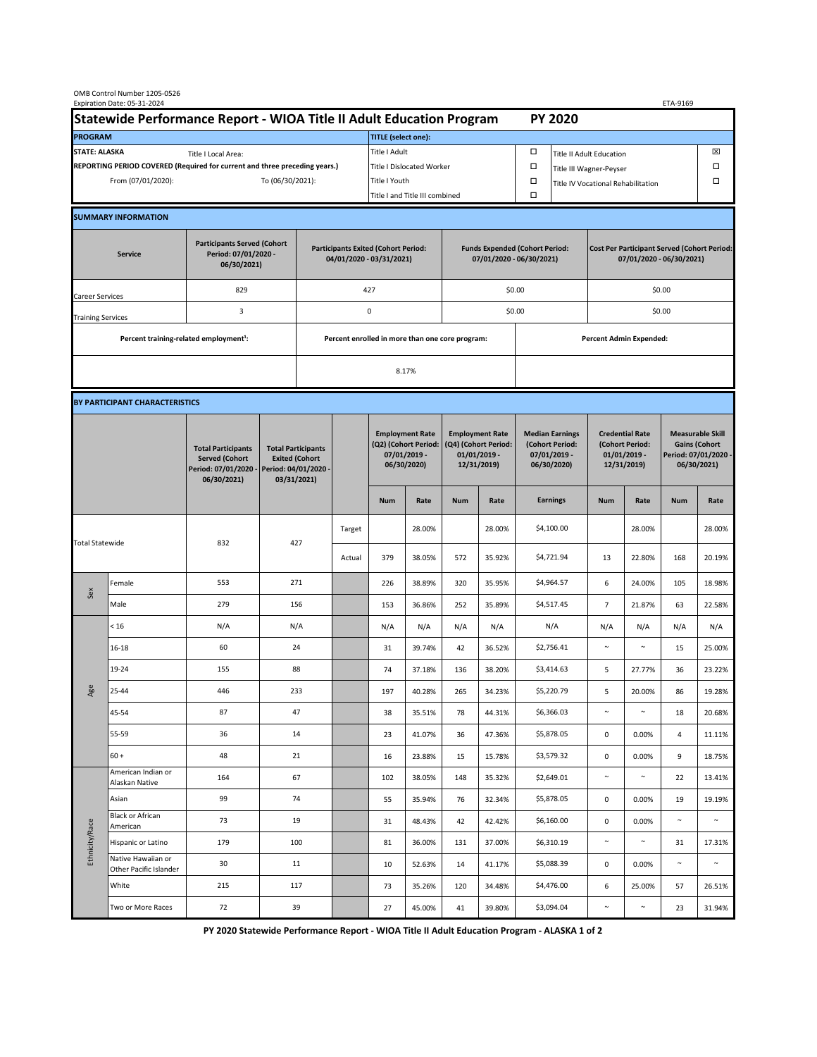OMB Control Number 1205-0526
Expiration Date: 05-31-2024

ETA-9169

# Statewide Performance Report - WIOA Title II Adult Education Program — PY 2020

| PROGRAM | | TITLE (select one): | | | |
|---|---|---|---|---|---|
| STATE: ALASKA | Title I Local Area: | Title I Adult | ☐ | Title II Adult Education | ☒ |
| REPORTING PERIOD COVERED (Required for current and three preceding years.) | | Title I Dislocated Worker | ☐ | Title III Wagner-Peyser | ☐ |
| From (07/01/2020): | To (06/30/2021): | Title I Youth | ☐ | Title IV Vocational Rehabilitation | ☐ |
| | | Title I and Title III combined | ☐ | | |

## SUMMARY INFORMATION

| Service | Participants Served (Cohort Period: 07/01/2020 - 06/30/2021) | Participants Exited (Cohort Period: 04/01/2020 - 03/31/2021) | Funds Expended (Cohort Period: 07/01/2020 - 06/30/2021) | Cost Per Participant Served (Cohort Period: 07/01/2020 - 06/30/2021) |
|---|---|---|---|---|
| Career Services | 829 | 427 | $0.00 | $0.00 |
| Training Services | 3 | 0 | $0.00 | $0.00 |

| Percent training-related employment[1]: | Percent enrolled in more than one core program: | Percent Admin Expended: |
|---|---|---|
| | 8.17% | |

## BY PARTICIPANT CHARACTERISTICS

| | | Total Participants Served (Cohort Period: 07/01/2020 - 06/30/2021) | Total Participants Exited (Cohort Period: 04/01/2020 - 03/31/2021) | | Employment Rate (Q2) (Cohort Period: 07/01/2019 - 06/30/2020) | | Employment Rate (Q4) (Cohort Period: 01/01/2019 - 12/31/2019) | | Median Earnings (Cohort Period: 07/01/2019 - 06/30/2020) | Credential Rate (Cohort Period: 01/01/2019 - 12/31/2019) | | Measurable Skill Gains (Cohort Period: 07/01/2020 - 06/30/2021) | |
|---|---|---|---|---|---|---|---|---|---|---|---|---|---|
| | | | | | Num | Rate | Num | Rate | Earnings | Num | Rate | Num | Rate |
| Total Statewide | | 832 | 427 | Target | | 28.00% | | 28.00% | $4,100.00 | | 28.00% | | 28.00% |
| | | | | Actual | 379 | 38.05% | 572 | 35.92% | $4,721.94 | 13 | 22.80% | 168 | 20.19% |
| Sex | Female | 553 | 271 | | 226 | 38.89% | 320 | 35.95% | $4,964.57 | 6 | 24.00% | 105 | 18.98% |
| | Male | 279 | 156 | | 153 | 36.86% | 252 | 35.89% | $4,517.45 | 7 | 21.87% | 63 | 22.58% |
| Age | < 16 | N/A | N/A | | N/A | N/A | N/A | N/A | N/A | N/A | N/A | N/A | N/A |
| | 16-18 | 60 | 24 | | 31 | 39.74% | 42 | 36.52% | $2,756.41 | ~ | ~ | 15 | 25.00% |
| | 19-24 | 155 | 88 | | 74 | 37.18% | 136 | 38.20% | $3,414.63 | 5 | 27.77% | 36 | 23.22% |
| | 25-44 | 446 | 233 | | 197 | 40.28% | 265 | 34.23% | $5,220.79 | 5 | 20.00% | 86 | 19.28% |
| | 45-54 | 87 | 47 | | 38 | 35.51% | 78 | 44.31% | $6,366.03 | ~ | ~ | 18 | 20.68% |
| | 55-59 | 36 | 14 | | 23 | 41.07% | 36 | 47.36% | $5,878.05 | 0 | 0.00% | 4 | 11.11% |
| | 60 + | 48 | 21 | | 16 | 23.88% | 15 | 15.78% | $3,579.32 | 0 | 0.00% | 9 | 18.75% |
| Ethnicity/Race | American Indian or Alaskan Native | 164 | 67 | | 102 | 38.05% | 148 | 35.32% | $2,649.01 | ~ | ~ | 22 | 13.41% |
| | Asian | 99 | 74 | | 55 | 35.94% | 76 | 32.34% | $5,878.05 | 0 | 0.00% | 19 | 19.19% |
| | Black or African American | 73 | 19 | | 31 | 48.43% | 42 | 42.42% | $6,160.00 | 0 | 0.00% | ~ | ~ |
| | Hispanic or Latino | 179 | 100 | | 81 | 36.00% | 131 | 37.00% | $6,310.19 | ~ | ~ | 31 | 17.31% |
| | Native Hawaiian or Other Pacific Islander | 30 | 11 | | 10 | 52.63% | 14 | 41.17% | $5,088.39 | 0 | 0.00% | ~ | ~ |
| | White | 215 | 117 | | 73 | 35.26% | 120 | 34.48% | $4,476.00 | 6 | 25.00% | 57 | 26.51% |
| | Two or More Races | 72 | 39 | | 27 | 45.00% | 41 | 39.80% | $3,094.04 | ~ | ~ | 23 | 31.94% |

PY 2020 Statewide Performance Report - WIOA Title II Adult Education Program - ALASKA 1 of 2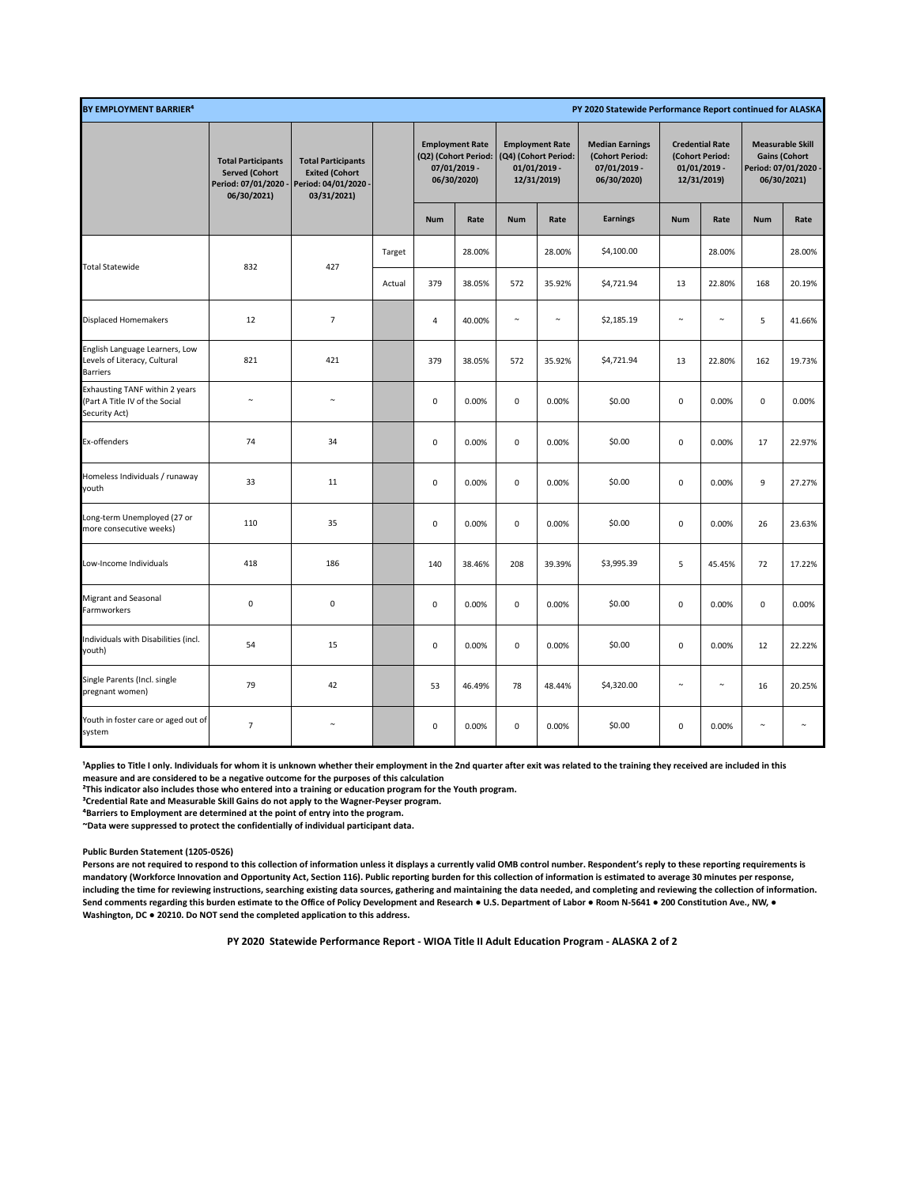| BY EMPLOYMENT BARRIER[4] | | | | PY 2020 Statewide Performance Report continued for ALASKA | | | | | | | | | |
|---|---|---|---|---|---|---|---|---|---|---|---|---|---|
| | Total Participants Served (Cohort Period: 07/01/2020 - 06/30/2021) | Total Participants Exited (Cohort Period: 04/01/2020 - 03/31/2021) | | Employment Rate (Q2) (Cohort Period: 07/01/2019 - 06/30/2020) | | Employment Rate (Q4) (Cohort Period: 01/01/2019 - 12/31/2019) | | Median Earnings (Cohort Period: 07/01/2019 - 06/30/2020) | Credential Rate (Cohort Period: 01/01/2019 - 12/31/2019) | | Measurable Skill Gains (Cohort Period: 07/01/2020 - 06/30/2021) | | |
| | | | | Num | Rate | Num | Rate | Earnings | Num | Rate | Num | Rate | |
| Total Statewide | 832 | 427 | Target | | 28.00% | | 28.00% | $4,100.00 | | 28.00% | | 28.00% | |
| | | | Actual | 379 | 38.05% | 572 | 35.92% | $4,721.94 | 13 | 22.80% | 168 | 20.19% | |
| Displaced Homemakers | 12 | 7 | | 4 | 40.00% | ~ | ~ | $2,185.19 | ~ | ~ | 5 | 41.66% | |
| English Language Learners, Low Levels of Literacy, Cultural Barriers | 821 | 421 | | 379 | 38.05% | 572 | 35.92% | $4,721.94 | 13 | 22.80% | 162 | 19.73% | |
| Exhausting TANF within 2 years (Part A Title IV of the Social Security Act) | ~ | ~ | | 0 | 0.00% | 0 | 0.00% | $0.00 | 0 | 0.00% | 0 | 0.00% | |
| Ex-offenders | 74 | 34 | | 0 | 0.00% | 0 | 0.00% | $0.00 | 0 | 0.00% | 17 | 22.97% | |
| Homeless Individuals / runaway youth | 33 | 11 | | 0 | 0.00% | 0 | 0.00% | $0.00 | 0 | 0.00% | 9 | 27.27% | |
| Long-term Unemployed (27 or more consecutive weeks) | 110 | 35 | | 0 | 0.00% | 0 | 0.00% | $0.00 | 0 | 0.00% | 26 | 23.63% | |
| Low-Income Individuals | 418 | 186 | | 140 | 38.46% | 208 | 39.39% | $3,995.39 | 5 | 45.45% | 72 | 17.22% | |
| Migrant and Seasonal Farmworkers | 0 | 0 | | 0 | 0.00% | 0 | 0.00% | $0.00 | 0 | 0.00% | 0 | 0.00% | |
| Individuals with Disabilities (incl. youth) | 54 | 15 | | 0 | 0.00% | 0 | 0.00% | $0.00 | 0 | 0.00% | 12 | 22.22% | |
| Single Parents (Incl. single pregnant women) | 79 | 42 | | 53 | 46.49% | 78 | 48.44% | $4,320.00 | ~ | ~ | 16 | 20.25% | |
| Youth in foster care or aged out of system | 7 | ~ | | 0 | 0.00% | 0 | 0.00% | $0.00 | 0 | 0.00% | ~ | ~ | |

**[1]Applies to Title I only. Individuals for whom it is unknown whether their employment in the 2nd quarter after exit was related to the training they received are included in this measure and are considered to be a negative outcome for the purposes of this calculation**

**[2]This indicator also includes those who entered into a training or education program for the Youth program.**

**[3]Credential Rate and Measurable Skill Gains do not apply to the Wagner-Peyser program.**

**[4]Barriers to Employment are determined at the point of entry into the program.**

**~Data were suppressed to protect the confidentially of individual participant data.**

**Public Burden Statement (1205-0526)**

**Persons are not required to respond to this collection of information unless it displays a currently valid OMB control number. Respondent's reply to these reporting requirements is mandatory (Workforce Innovation and Opportunity Act, Section 116). Public reporting burden for this collection of information is estimated to average 30 minutes per response, including the time for reviewing instructions, searching existing data sources, gathering and maintaining the data needed, and completing and reviewing the collection of information. Send comments regarding this burden estimate to the Office of Policy Development and Research ● U.S. Department of Labor ● Room N-5641 ● 200 Constitution Ave., NW, ● Washington, DC ● 20210. Do NOT send the completed application to this address.**

**PY 2020 Statewide Performance Report - WIOA Title II Adult Education Program - ALASKA**